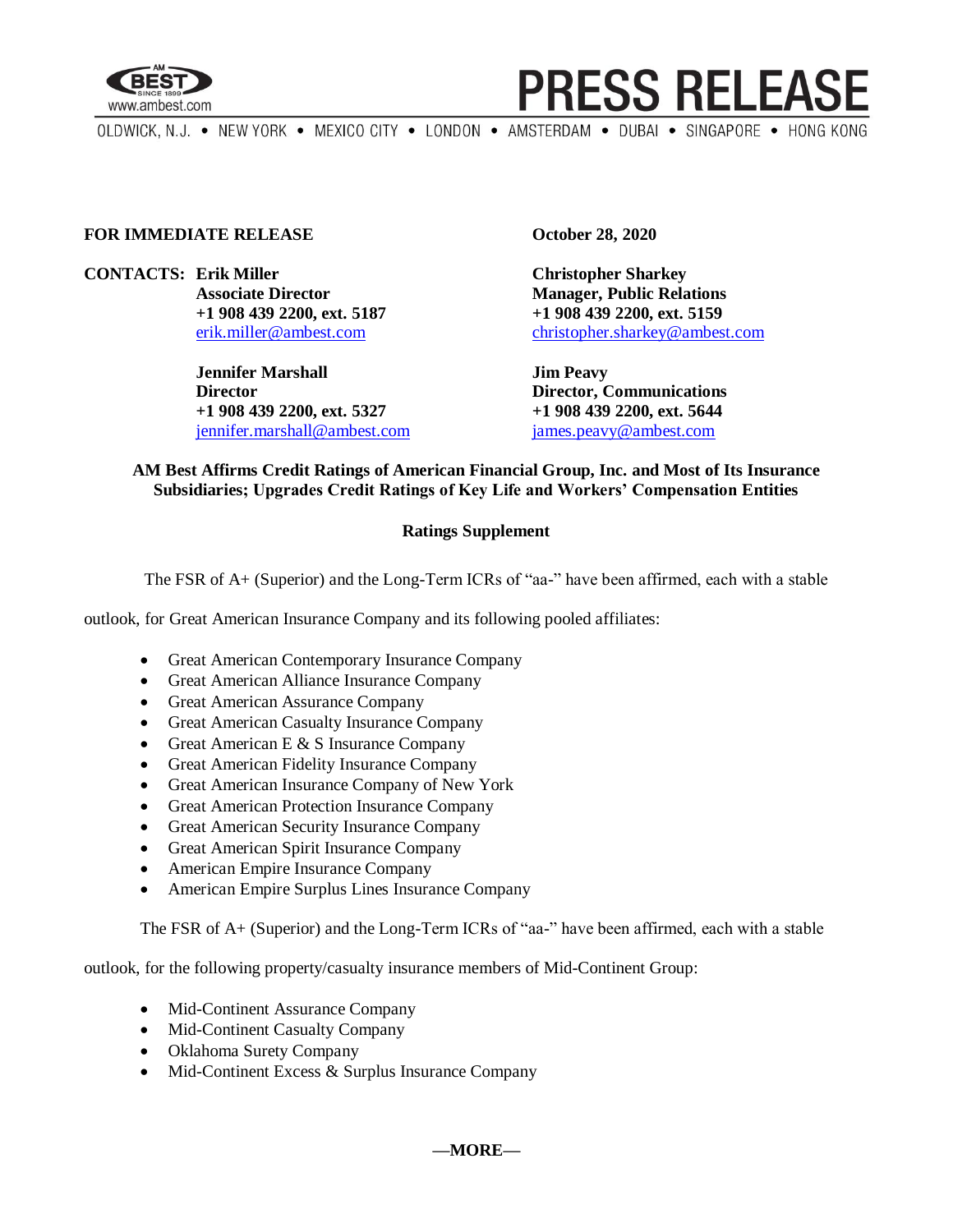# PRESS RELEASE

OLDWICK, N.J. • NEW YORK • MEXICO CITY • LONDON • AMSTERDAM • DUBAI • SINGAPORE • HONG KONG

**FOR IMMEDIATE RELEASE**

**October 28, 2020**

**CONTACTS:**

**Erik Miller**
**Associate Director**
**+1 908 439 2200, ext. 5187**
erik.miller@ambest.com

**Christopher Sharkey**
**Manager, Public Relations**
**+1 908 439 2200, ext. 5159**
christopher.sharkey@ambest.com

**Jennifer Marshall**
**Director**
**+1 908 439 2200, ext. 5327**
jennifer.marshall@ambest.com

**Jim Peavy**
**Director, Communications**
**+1 908 439 2200, ext. 5644**
james.peavy@ambest.com

**AM Best Affirms Credit Ratings of American Financial Group, Inc. and Most of Its Insurance Subsidiaries; Upgrades Credit Ratings of Key Life and Workers' Compensation Entities**

**Ratings Supplement**

The FSR of A+ (Superior) and the Long-Term ICRs of "aa-" have been affirmed, each with a stable outlook, for Great American Insurance Company and its following pooled affiliates:

- Great American Contemporary Insurance Company
- Great American Alliance Insurance Company
- Great American Assurance Company
- Great American Casualty Insurance Company
- Great American E & S Insurance Company
- Great American Fidelity Insurance Company
- Great American Insurance Company of New York
- Great American Protection Insurance Company
- Great American Security Insurance Company
- Great American Spirit Insurance Company
- American Empire Insurance Company
- American Empire Surplus Lines Insurance Company

The FSR of A+ (Superior) and the Long-Term ICRs of "aa-" have been affirmed, each with a stable outlook, for the following property/casualty insurance members of Mid-Continent Group:

- Mid-Continent Assurance Company
- Mid-Continent Casualty Company
- Oklahoma Surety Company
- Mid-Continent Excess & Surplus Insurance Company

**—MORE—**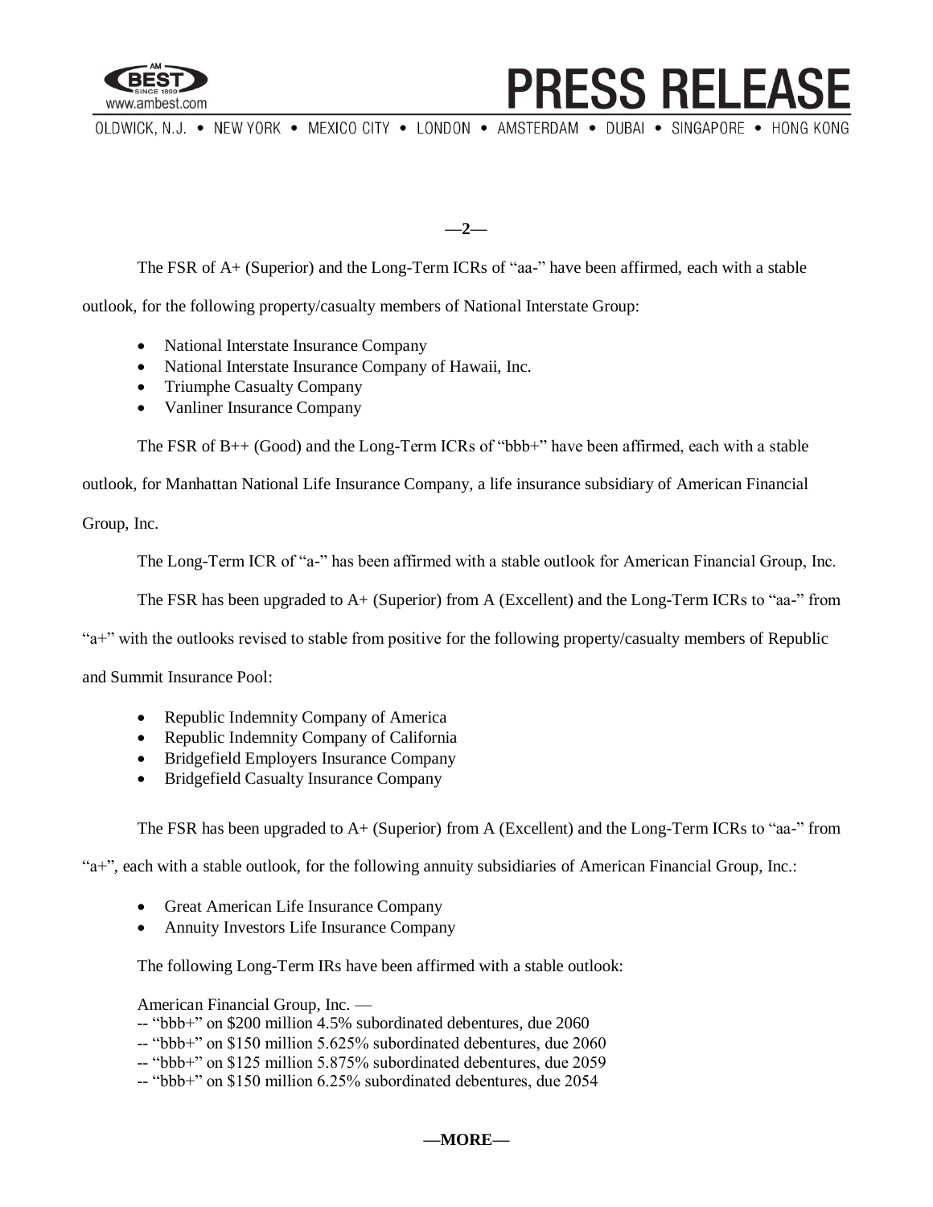The FSR of A+ (Superior) and the Long-Term ICRs of "aa-" have been affirmed, each with a stable outlook, for the following property/casualty members of National Interstate Group:

- National Interstate Insurance Company
- National Interstate Insurance Company of Hawaii, Inc.
- Triumphe Casualty Company
- Vanliner Insurance Company

The FSR of B++ (Good) and the Long-Term ICRs of "bbb+" have been affirmed, each with a stable outlook, for Manhattan National Life Insurance Company, a life insurance subsidiary of American Financial Group, Inc.

The Long-Term ICR of "a-" has been affirmed with a stable outlook for American Financial Group, Inc.

The FSR has been upgraded to A+ (Superior) from A (Excellent) and the Long-Term ICRs to "aa-" from "a+" with the outlooks revised to stable from positive for the following property/casualty members of Republic and Summit Insurance Pool:

- Republic Indemnity Company of America
- Republic Indemnity Company of California
- Bridgefield Employers Insurance Company
- Bridgefield Casualty Insurance Company

The FSR has been upgraded to A+ (Superior) from A (Excellent) and the Long-Term ICRs to "aa-" from "a+", each with a stable outlook, for the following annuity subsidiaries of American Financial Group, Inc.:

- Great American Life Insurance Company
- Annuity Investors Life Insurance Company

The following Long-Term IRs have been affirmed with a stable outlook:

American Financial Group, Inc. —
-- "bbb+" on $200 million 4.5% subordinated debentures, due 2060
-- "bbb+" on $150 million 5.625% subordinated debentures, due 2060
-- "bbb+" on $125 million 5.875% subordinated debentures, due 2059
-- "bbb+" on $150 million 6.25% subordinated debentures, due 2054

—MORE—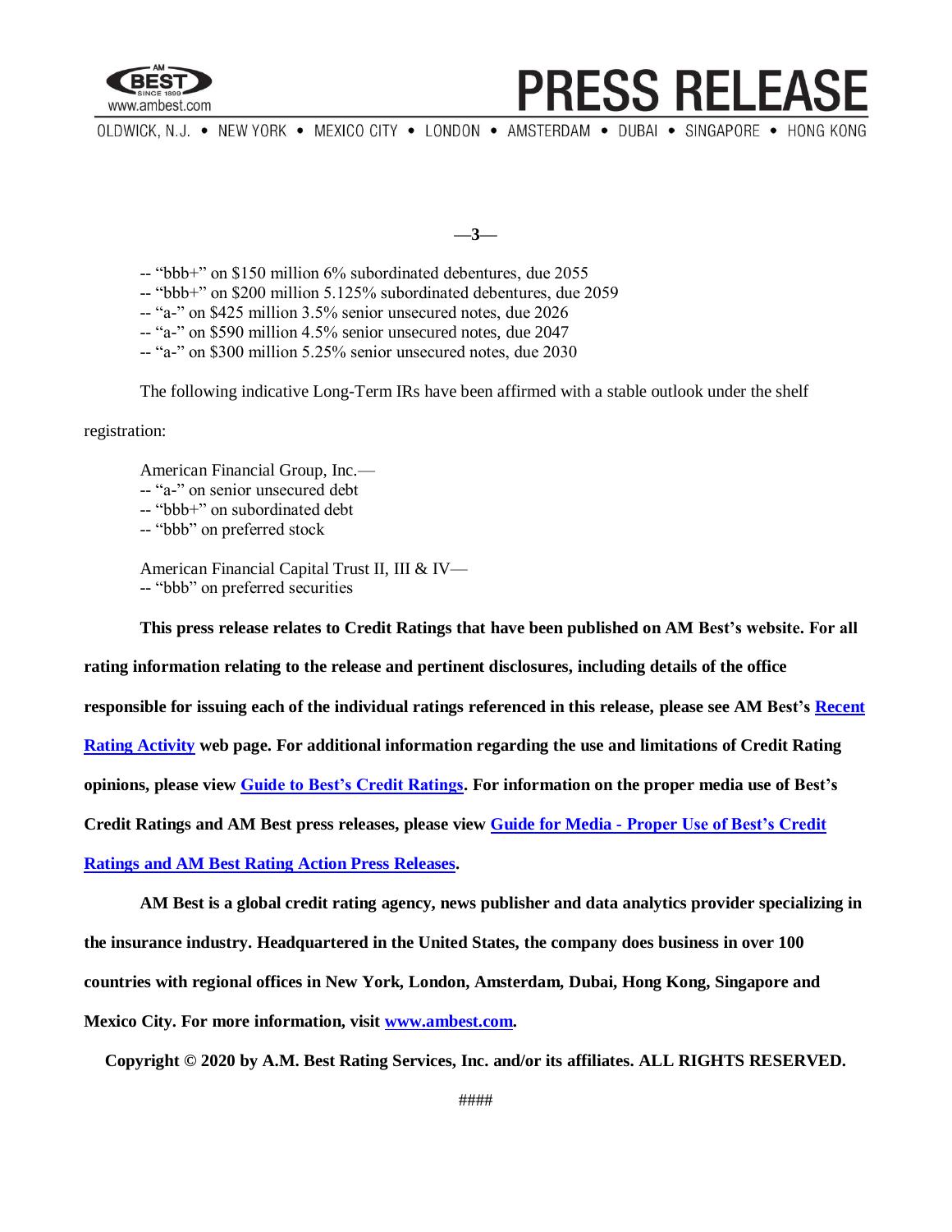-- “bbb+” on $150 million 6% subordinated debentures, due 2055
-- “bbb+” on $200 million 5.125% subordinated debentures, due 2059
-- “a-” on $425 million 3.5% senior unsecured notes, due 2026
-- “a-” on $590 million 4.5% senior unsecured notes, due 2047
-- “a-” on $300 million 5.25% senior unsecured notes, due 2030

The following indicative Long-Term IRs have been affirmed with a stable outlook under the shelf registration:

American Financial Group, Inc.—
-- “a-” on senior unsecured debt
-- “bbb+” on subordinated debt
-- “bbb” on preferred stock

American Financial Capital Trust II, III & IV—
-- “bbb” on preferred securities

**This press release relates to Credit Ratings that have been published on AM Best’s website. For all rating information relating to the release and pertinent disclosures, including details of the office responsible for issuing each of the individual ratings referenced in this release, please see AM Best’s Recent Rating Activity web page. For additional information regarding the use and limitations of Credit Rating opinions, please view Guide to Best’s Credit Ratings. For information on the proper media use of Best’s Credit Ratings and AM Best press releases, please view Guide for Media - Proper Use of Best’s Credit Ratings and AM Best Rating Action Press Releases.**

**AM Best is a global credit rating agency, news publisher and data analytics provider specializing in the insurance industry. Headquartered in the United States, the company does business in over 100 countries with regional offices in New York, London, Amsterdam, Dubai, Hong Kong, Singapore and Mexico City. For more information, visit www.ambest.com.**

**Copyright © 2020 by A.M. Best Rating Services, Inc. and/or its affiliates. ALL RIGHTS RESERVED.**

####